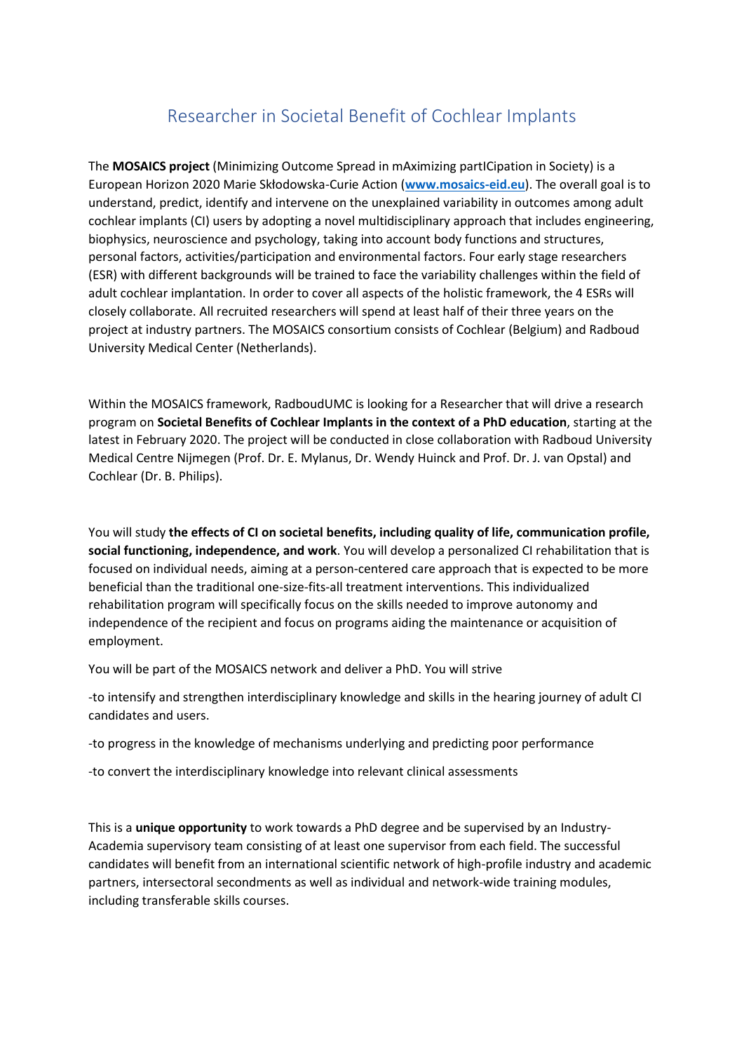# Researcher in Societal Benefit of Cochlear Implants

The **MOSAICS project** (Minimizing Outcome Spread in mAximizing partICipation in Society) is a European Horizon 2020 Marie Skłodowska-Curie Action (**www.mosaics-eid.eu**). The overall goal is to understand, predict, identify and intervene on the unexplained variability in outcomes among adult cochlear implants (CI) users by adopting a novel multidisciplinary approach that includes engineering, biophysics, neuroscience and psychology, taking into account body functions and structures, personal factors, activities/participation and environmental factors. Four early stage researchers (ESR) with different backgrounds will be trained to face the variability challenges within the field of adult cochlear implantation. In order to cover all aspects of the holistic framework, the 4 ESRs will closely collaborate. All recruited researchers will spend at least half of their three years on the project at industry partners. The MOSAICS consortium consists of Cochlear (Belgium) and Radboud University Medical Center (Netherlands).

Within the MOSAICS framework, RadboudUMC is looking for a Researcher that will drive a research program on **Societal Benefits of Cochlear Implants in the context of a PhD education**, starting at the latest in February 2020. The project will be conducted in close collaboration with Radboud University Medical Centre Nijmegen (Prof. Dr. E. Mylanus, Dr. Wendy Huinck and Prof. Dr. J. van Opstal) and Cochlear (Dr. B. Philips).

You will study **the effects of CI on societal benefits, including quality of life, communication profile, social functioning, independence, and work**. You will develop a personalized CI rehabilitation that is focused on individual needs, aiming at a person-centered care approach that is expected to be more beneficial than the traditional one-size-fits-all treatment interventions. This individualized rehabilitation program will specifically focus on the skills needed to improve autonomy and independence of the recipient and focus on programs aiding the maintenance or acquisition of employment.

You will be part of the MOSAICS network and deliver a PhD. You will strive

-to intensify and strengthen interdisciplinary knowledge and skills in the hearing journey of adult CI candidates and users.

-to progress in the knowledge of mechanisms underlying and predicting poor performance

-to convert the interdisciplinary knowledge into relevant clinical assessments

This is a **unique opportunity** to work towards a PhD degree and be supervised by an Industry-Academia supervisory team consisting of at least one supervisor from each field. The successful candidates will benefit from an international scientific network of high-profile industry and academic partners, intersectoral secondments as well as individual and network-wide training modules, including transferable skills courses.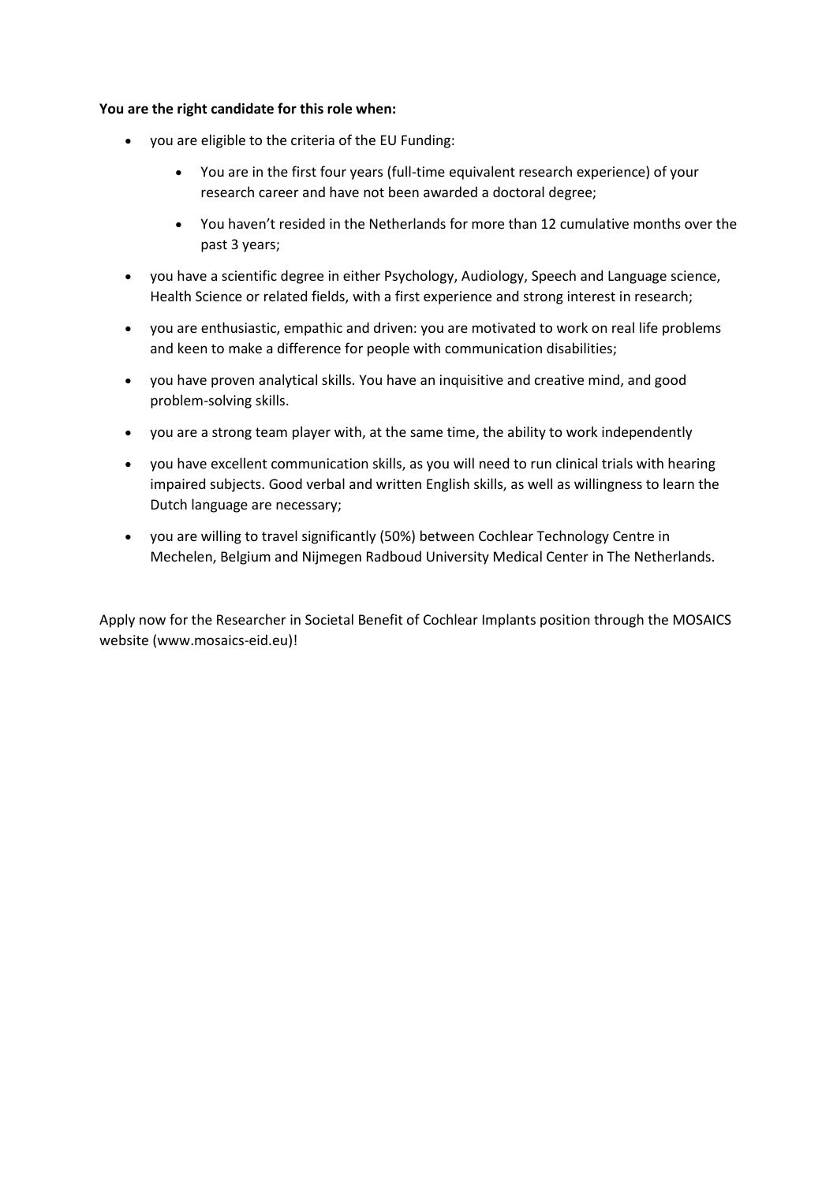**You are the right candidate for this role when:**

- you are eligible to the criteria of the EU Funding:
  - You are in the first four years (full-time equivalent research experience) of your research career and have not been awarded a doctoral degree;
  - You haven't resided in the Netherlands for more than 12 cumulative months over the past 3 years;
- you have a scientific degree in either Psychology, Audiology, Speech and Language science, Health Science or related fields, with a first experience and strong interest in research;
- you are enthusiastic, empathic and driven: you are motivated to work on real life problems and keen to make a difference for people with communication disabilities;
- you have proven analytical skills. You have an inquisitive and creative mind, and good problem-solving skills.
- you are a strong team player with, at the same time, the ability to work independently
- you have excellent communication skills, as you will need to run clinical trials with hearing impaired subjects. Good verbal and written English skills, as well as willingness to learn the Dutch language are necessary;
- you are willing to travel significantly (50%) between Cochlear Technology Centre in Mechelen, Belgium and Nijmegen Radboud University Medical Center in The Netherlands.

Apply now for the Researcher in Societal Benefit of Cochlear Implants position through the MOSAICS website (www.mosaics-eid.eu)!